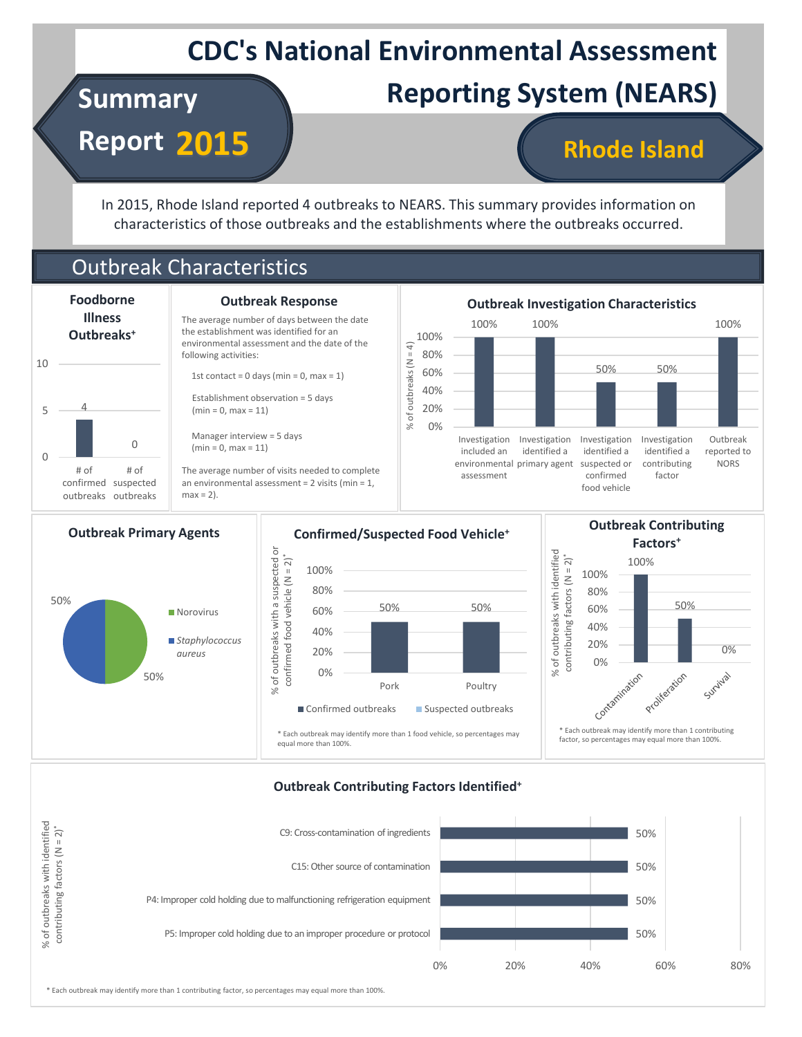# CDC's National Environmental Assessment Reporting System (NEARS)

## Summary Report 2015

## Rhode Island

In 2015, Rhode Island reported 4 outbreaks to NEARS. This summary provides information on characteristics of those outbreaks and the establishments where the outbreaks occurred.

## Outbreak Characteristics

### Foodborne Illness Outbreaks⁺

| | Count |
|---|---|
| # of confirmed outbreaks | 4 |
| # of suspected outbreaks | 0 |

### Outbreak Response

The average number of days between the date the establishment was identified for an environmental assessment and the date of the following activities:

- 1st contact = 0 days (min = 0, max = 1)
- Establishment observation = 5 days (min = 0, max = 11)
- Manager interview = 5 days (min = 0, max = 11)

The average number of visits needed to complete an environmental assessment = 2 visits (min = 1, max = 2).

### Outbreak Investigation Characteristics

% of outbreaks (N = 4)

| Characteristic | % |
|---|---|
| Investigation included an environmental assessment | 100% |
| Investigation identified a primary agent | 100% |
| Investigation identified a suspected or confirmed food vehicle | 50% |
| Investigation identified a contributing factor | 50% |
| Outbreak reported to NORS | 100% |

### Outbreak Primary Agents

| Agent | % |
|---|---|
| Norovirus | 50% |
| *Staphylococcus aureus* | 50% |

### Confirmed/Suspected Food Vehicle⁺

% of outbreaks with a suspected or confirmed food vehicle (N = 2)*

| Food vehicle | Confirmed outbreaks |
|---|---|
| Pork | 50% |
| Poultry | 50% |

\* Each outbreak may identify more than 1 food vehicle, so percentages may equal more than 100%.

### Outbreak Contributing Factors⁺

% of outbreaks with identified contributing factors (N = 2)*

| Factor | % |
|---|---|
| Contamination | 100% |
| Proliferation | 50% |
| Survival | 0% |

\* Each outbreak may identify more than 1 contributing factor, so percentages may equal more than 100%.

### Outbreak Contributing Factors Identified⁺

% of outbreaks with identified contributing factors (N = 2)*

| Contributing factor | % |
|---|---|
| C9: Cross-contamination of ingredients | 50% |
| C15: Other source of contamination | 50% |
| P4: Improper cold holding due to malfunctioning refrigeration equipment | 50% |
| P5: Improper cold holding due to an improper procedure or protocol | 50% |

\* Each outbreak may identify more than 1 contributing factor, so percentages may equal more than 100%.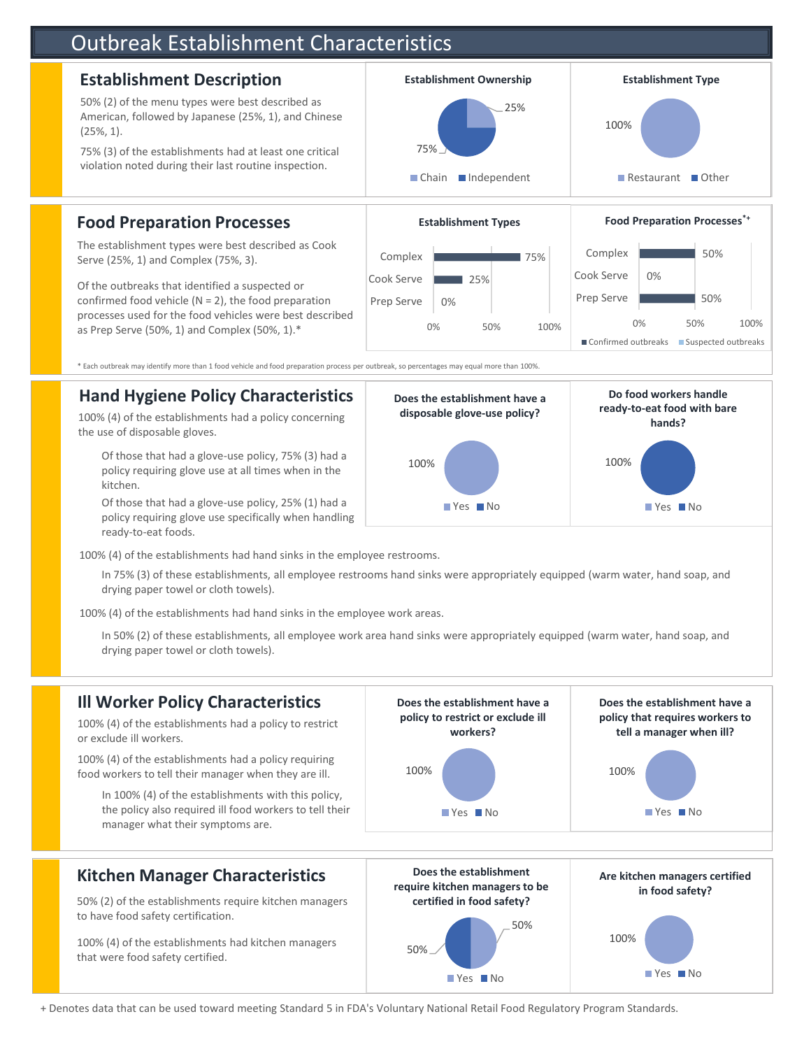# Outbreak Establishment Characteristics

## Establishment Description

50% (2) of the menu types were best described as American, followed by Japanese (25%, 1), and Chinese (25%, 1).

75% (3) of the establishments had at least one critical violation noted during their last routine inspection.

**Establishment Ownership**

25%
75%
Chain
Independent

**Establishment Type**

100%
Restaurant
Other

## Food Preparation Processes

The establishment types were best described as Cook Serve (25%, 1) and Complex (75%, 3).

Of the outbreaks that identified a suspected or confirmed food vehicle (N = 2), the food preparation processes used for the food vehicles were best described as Prep Serve (50%, 1) and Complex (50%, 1).*

**Establishment Types**

Complex 75%
Cook Serve 25%
Prep Serve 0%
0% 50% 100%

**Food Preparation Processes*+**

Complex 50%
Cook Serve 0%
Prep Serve 50%
0% 50% 100%
Confirmed outbreaks
Suspected outbreaks

\* Each outbreak may identify more than 1 food vehicle and food preparation process per outbreak, so percentages may equal more than 100%.

## Hand Hygiene Policy Characteristics

100% (4) of the establishments had a policy concerning the use of disposable gloves.

Of those that had a glove-use policy, 75% (3) had a policy requiring glove use at all times when in the kitchen.

Of those that had a glove-use policy, 25% (1) had a policy requiring glove use specifically when handling ready-to-eat foods.

**Does the establishment have a disposable glove-use policy?**

100%
Yes
No

**Do food workers handle ready-to-eat food with bare hands?**

100%
Yes
No

100% (4) of the establishments had hand sinks in the employee restrooms.

In 75% (3) of these establishments, all employee restrooms hand sinks were appropriately equipped (warm water, hand soap, and drying paper towel or cloth towels).

100% (4) of the establishments had hand sinks in the employee work areas.

In 50% (2) of these establishments, all employee work area hand sinks were appropriately equipped (warm water, hand soap, and drying paper towel or cloth towels).

## Ill Worker Policy Characteristics

100% (4) of the establishments had a policy to restrict or exclude ill workers.

100% (4) of the establishments had a policy requiring food workers to tell their manager when they are ill.

In 100% (4) of the establishments with this policy, the policy also required ill food workers to tell their manager what their symptoms are.

**Does the establishment have a policy to restrict or exclude ill workers?**

100%
Yes
No

**Does the establishment have a policy that requires workers to tell a manager when ill?**

100%
Yes
No

## Kitchen Manager Characteristics

50% (2) of the establishments require kitchen managers to have food safety certification.

100% (4) of the establishments had kitchen managers that were food safety certified.

**Does the establishment require kitchen managers to be certified in food safety?**

50%
50%
Yes
No

**Are kitchen managers certified in food safety?**

100%
Yes
No

\+ Denotes data that can be used toward meeting Standard 5 in FDA's Voluntary National Retail Food Regulatory Program Standards.